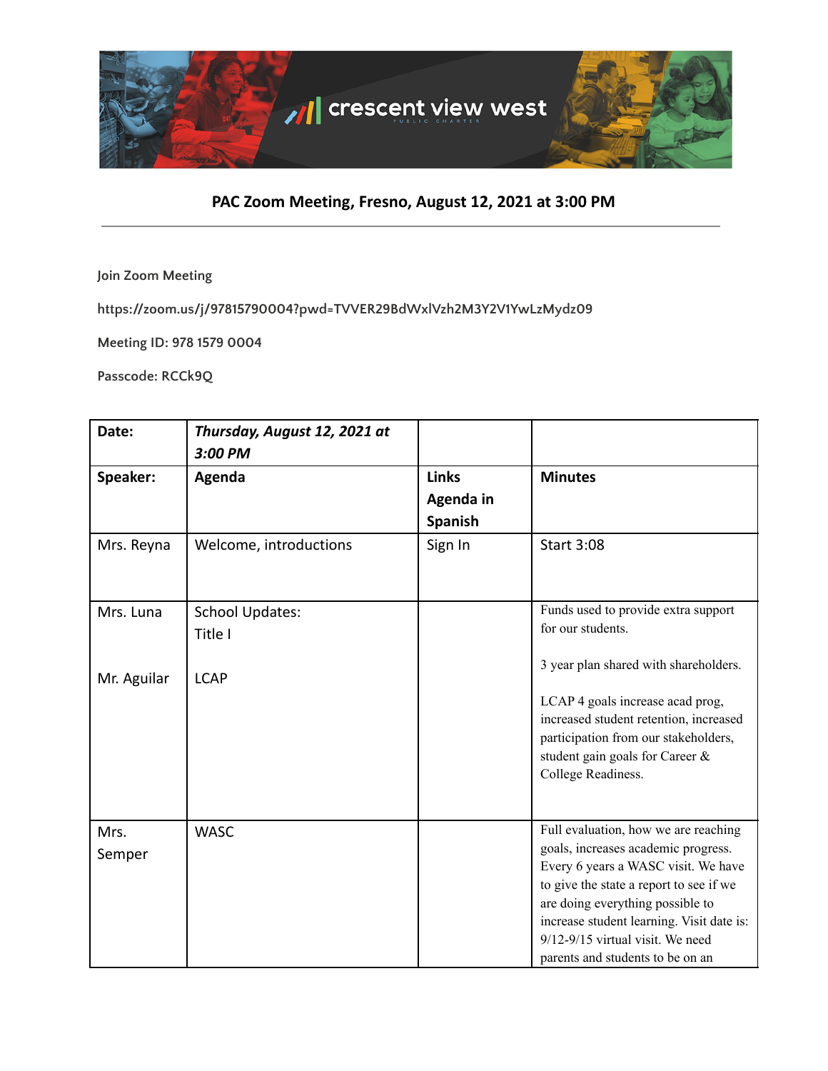crescent view west

PUBLIC CHARTER

## PAC Zoom Meeting, Fresno, August 12, 2021 at 3:00 PM

---

Join Zoom Meeting

https://zoom.us/j/97815790004?pwd=TVVER29BdWxlVzh2M3Y2V1YwLzMydz09

Meeting ID: 978 1579 0004

Passcode: RCCk9Q

| **Date:** | ***Thursday, August 12, 2021 at 3:00 PM*** | | |
|---|---|---|---|
| **Speaker:** | **Agenda** | **Links Agenda in Spanish** | **Minutes** |
| Mrs. Reyna | Welcome, introductions | Sign In | Start 3:08 |
| Mrs. Luna<br><br>Mr. Aguilar | School Updates:<br>Title I<br><br>LCAP | | Funds used to provide extra support for our students.<br><br>3 year plan shared with shareholders.<br><br>LCAP 4 goals increase acad prog, increased student retention, increased participation from our stakeholders, student gain goals for Career & College Readiness. |
| Mrs. Semper | WASC | | Full evaluation, how we are reaching goals, increases academic progress. Every 6 years a WASC visit. We have to give the state a report to see if we are doing everything possible to increase student learning. Visit date is: 9/12-9/15 virtual visit. We need parents and students to be on an |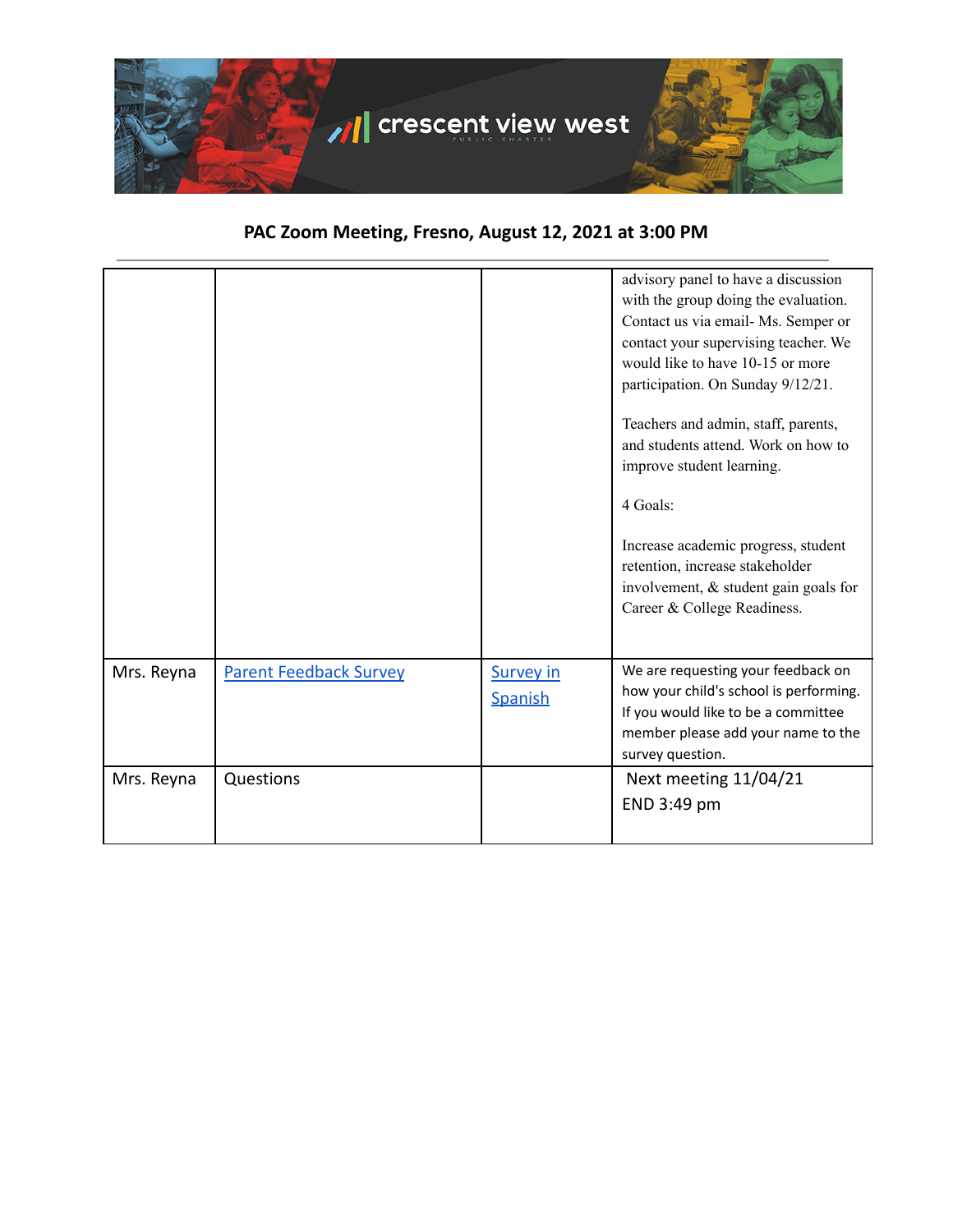**PAC Zoom Meeting, Fresno, August 12, 2021 at 3:00 PM**

| | | | |
|---|---|---|---|
| | | | advisory panel to have a discussion with the group doing the evaluation. Contact us via email- Ms. Semper or contact your supervising teacher. We would like to have 10-15 or more participation. On Sunday 9/12/21.<br><br>Teachers and admin, staff, parents, and students attend. Work on how to improve student learning.<br><br>4 Goals:<br><br>Increase academic progress, student retention, increase stakeholder involvement, & student gain goals for Career & College Readiness. |
| Mrs. Reyna | Parent Feedback Survey | Survey in Spanish | We are requesting your feedback on how your child's school is performing. If you would like to be a committee member please add your name to the survey question. |
| Mrs. Reyna | Questions | | Next meeting 11/04/21<br>END 3:49 pm |